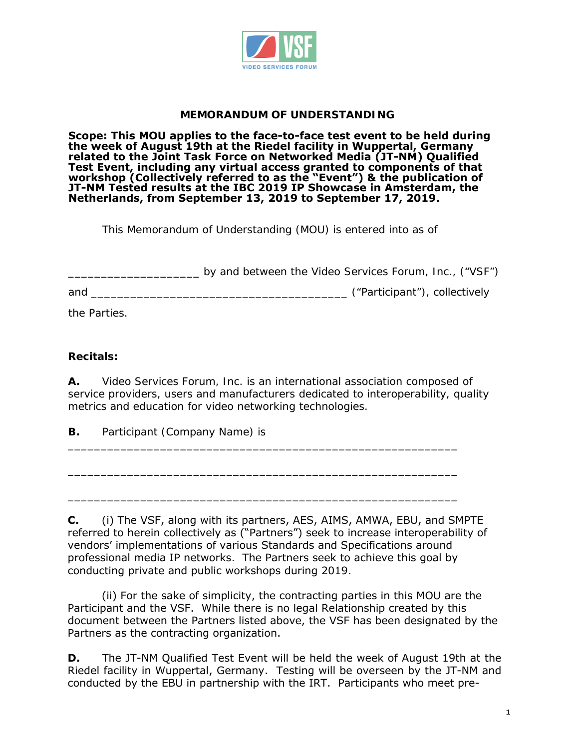# MEMORANDUM OF UNDERSTANDING

**Scope: This MOU applies to the face-to-face test event to be held during the week of August 19th at the Riedel facility in Wuppertal, Germany related to the Joint Task Force on Networked Media (JT-NM) Qualified Test Event, including any virtual access granted to components of that workshop (Collectively referred to as the "Event") & the publication of JT-NM Tested results at the IBC 2019 IP Showcase in Amsterdam, the Netherlands, from September 13, 2019 to September 17, 2019.**

This Memorandum of Understanding (MOU) is entered into as of

___________________ by and between the Video Services Forum, Inc., ("VSF")

and _____________________________________ ("Participant"), collectively the Parties.

**Recitals:**

**A.** Video Services Forum, Inc. is an international association composed of service providers, users and manufacturers dedicated to interoperability, quality metrics and education for video networking technologies.

**B.** Participant (Company Name) is

________________________________________________________

________________________________________________________

________________________________________________________

**C.** (i) The VSF, along with its partners, AES, AIMS, AMWA, EBU, and SMPTE referred to herein collectively as ("Partners") seek to increase interoperability of vendors' implementations of various Standards and Specifications around professional media IP networks. The Partners seek to achieve this goal by conducting private and public workshops during 2019.

(ii) For the sake of simplicity, the contracting parties in this MOU are the Participant and the VSF. While there is no legal Relationship created by this document between the Partners listed above, the VSF has been designated by the Partners as the contracting organization.

**D.** The JT-NM Qualified Test Event will be held the week of August 19th at the Riedel facility in Wuppertal, Germany. Testing will be overseen by the JT-NM and conducted by the EBU in partnership with the IRT. Participants who meet pre-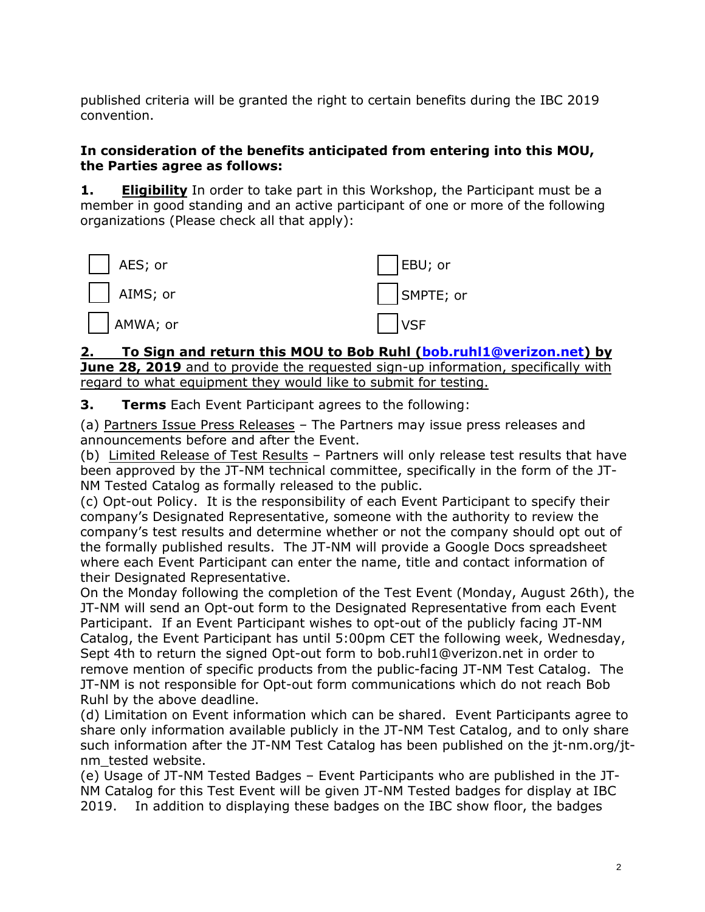published criteria will be granted the right to certain benefits during the IBC 2019 convention.

**In consideration of the benefits anticipated from entering into this MOU, the Parties agree as follows:**

**1. <u>Eligibility</u>** In order to take part in this Workshop, the Participant must be a member in good standing and an active participant of one or more of the following organizations (Please check all that apply):

- [ ] AES; or
- [ ] AIMS; or
- [ ] AMWA; or
- [ ] EBU; or
- [ ] SMPTE; or
- [ ] VSF

**<u>2. To Sign and return this MOU to Bob Ruhl (bob.ruhl1@verizon.net) by June 28, 2019</u>** <u>and to provide the requested sign-up information, specifically with regard to what equipment they would like to submit for testing.</u>

**3. Terms** Each Event Participant agrees to the following:

(a) <u>Partners Issue Press Releases</u> – The Partners may issue press releases and announcements before and after the Event.
(b) <u>Limited Release of Test Results</u> – Partners will only release test results that have been approved by the JT-NM technical committee, specifically in the form of the JT-NM Tested Catalog as formally released to the public.
(c) Opt-out Policy. It is the responsibility of each Event Participant to specify their company's Designated Representative, someone with the authority to review the company's test results and determine whether or not the company should opt out of the formally published results. The JT-NM will provide a Google Docs spreadsheet where each Event Participant can enter the name, title and contact information of their Designated Representative.
On the Monday following the completion of the Test Event (Monday, August 26th), the JT-NM will send an Opt-out form to the Designated Representative from each Event Participant. If an Event Participant wishes to opt-out of the publicly facing JT-NM Catalog, the Event Participant has until 5:00pm CET the following week, Wednesday, Sept 4th to return the signed Opt-out form to bob.ruhl1@verizon.net in order to remove mention of specific products from the public-facing JT-NM Test Catalog. The JT-NM is not responsible for Opt-out form communications which do not reach Bob Ruhl by the above deadline.
(d) Limitation on Event information which can be shared. Event Participants agree to share only information available publicly in the JT-NM Test Catalog, and to only share such information after the JT-NM Test Catalog has been published on the jt-nm.org/jt-nm_tested website.
(e) Usage of JT-NM Tested Badges – Event Participants who are published in the JT-NM Catalog for this Test Event will be given JT-NM Tested badges for display at IBC 2019. In addition to displaying these badges on the IBC show floor, the badges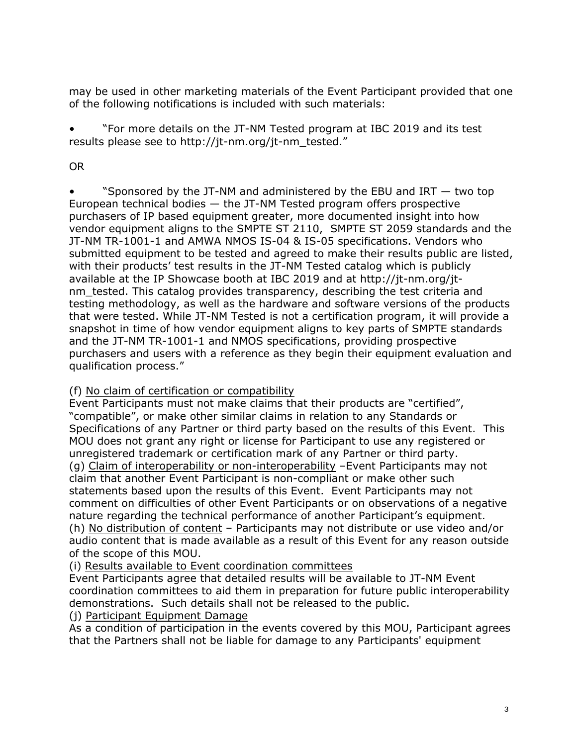may be used in other marketing materials of the Event Participant provided that one of the following notifications is included with such materials:

• "For more details on the JT-NM Tested program at IBC 2019 and its test results please see to http://jt-nm.org/jt-nm_tested."

OR

• "Sponsored by the JT-NM and administered by the EBU and IRT — two top European technical bodies — the JT-NM Tested program offers prospective purchasers of IP based equipment greater, more documented insight into how vendor equipment aligns to the SMPTE ST 2110, SMPTE ST 2059 standards and the JT-NM TR-1001-1 and AMWA NMOS IS-04 & IS-05 specifications. Vendors who submitted equipment to be tested and agreed to make their results public are listed, with their products' test results in the JT-NM Tested catalog which is publicly available at the IP Showcase booth at IBC 2019 and at http://jt-nm.org/jt-nm_tested. This catalog provides transparency, describing the test criteria and testing methodology, as well as the hardware and software versions of the products that were tested. While JT-NM Tested is not a certification program, it will provide a snapshot in time of how vendor equipment aligns to key parts of SMPTE standards and the JT-NM TR-1001-1 and NMOS specifications, providing prospective purchasers and users with a reference as they begin their equipment evaluation and qualification process."

(f) No claim of certification or compatibility
Event Participants must not make claims that their products are "certified", "compatible", or make other similar claims in relation to any Standards or Specifications of any Partner or third party based on the results of this Event. This MOU does not grant any right or license for Participant to use any registered or unregistered trademark or certification mark of any Partner or third party.
(g) Claim of interoperability or non-interoperability –Event Participants may not claim that another Event Participant is non-compliant or make other such statements based upon the results of this Event. Event Participants may not comment on difficulties of other Event Participants or on observations of a negative nature regarding the technical performance of another Participant's equipment.
(h) No distribution of content – Participants may not distribute or use video and/or audio content that is made available as a result of this Event for any reason outside of the scope of this MOU.
(i) Results available to Event coordination committees
Event Participants agree that detailed results will be available to JT-NM Event coordination committees to aid them in preparation for future public interoperability demonstrations. Such details shall not be released to the public.
(j) Participant Equipment Damage
As a condition of participation in the events covered by this MOU, Participant agrees that the Partners shall not be liable for damage to any Participants' equipment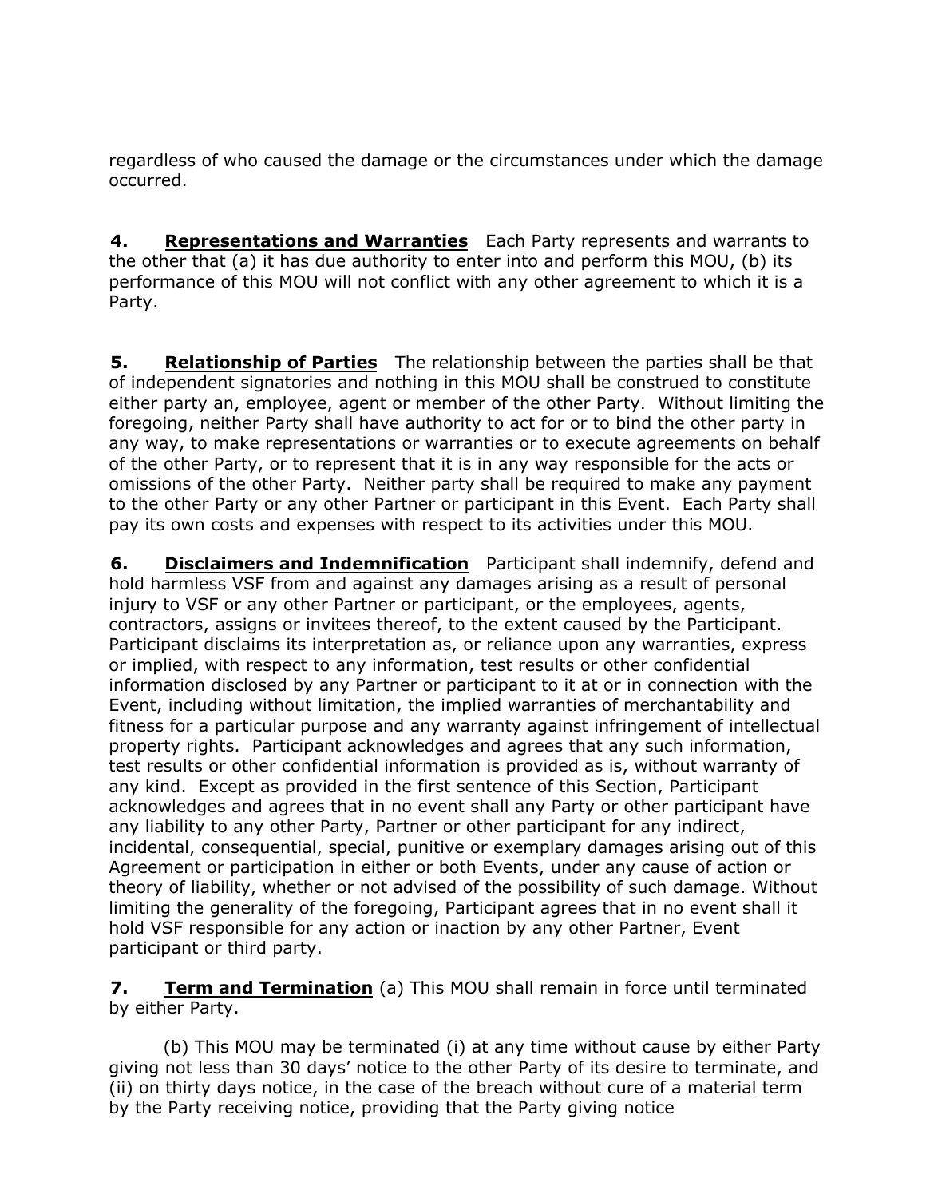regardless of who caused the damage or the circumstances under which the damage occurred.

**4. <u>Representations and Warranties</u>** Each Party represents and warrants to the other that (a) it has due authority to enter into and perform this MOU, (b) its performance of this MOU will not conflict with any other agreement to which it is a Party.

**5. <u>Relationship of Parties</u>** The relationship between the parties shall be that of independent signatories and nothing in this MOU shall be construed to constitute either party an, employee, agent or member of the other Party. Without limiting the foregoing, neither Party shall have authority to act for or to bind the other party in any way, to make representations or warranties or to execute agreements on behalf of the other Party, or to represent that it is in any way responsible for the acts or omissions of the other Party. Neither party shall be required to make any payment to the other Party or any other Partner or participant in this Event. Each Party shall pay its own costs and expenses with respect to its activities under this MOU.

**6. <u>Disclaimers and Indemnification</u>** Participant shall indemnify, defend and hold harmless VSF from and against any damages arising as a result of personal injury to VSF or any other Partner or participant, or the employees, agents, contractors, assigns or invitees thereof, to the extent caused by the Participant. Participant disclaims its interpretation as, or reliance upon any warranties, express or implied, with respect to any information, test results or other confidential information disclosed by any Partner or participant to it at or in connection with the Event, including without limitation, the implied warranties of merchantability and fitness for a particular purpose and any warranty against infringement of intellectual property rights. Participant acknowledges and agrees that any such information, test results or other confidential information is provided as is, without warranty of any kind. Except as provided in the first sentence of this Section, Participant acknowledges and agrees that in no event shall any Party or other participant have any liability to any other Party, Partner or other participant for any indirect, incidental, consequential, special, punitive or exemplary damages arising out of this Agreement or participation in either or both Events, under any cause of action or theory of liability, whether or not advised of the possibility of such damage. Without limiting the generality of the foregoing, Participant agrees that in no event shall it hold VSF responsible for any action or inaction by any other Partner, Event participant or third party.

**7. <u>Term and Termination</u>** (a) This MOU shall remain in force until terminated by either Party.

(b) This MOU may be terminated (i) at any time without cause by either Party giving not less than 30 days' notice to the other Party of its desire to terminate, and (ii) on thirty days notice, in the case of the breach without cure of a material term by the Party receiving notice, providing that the Party giving notice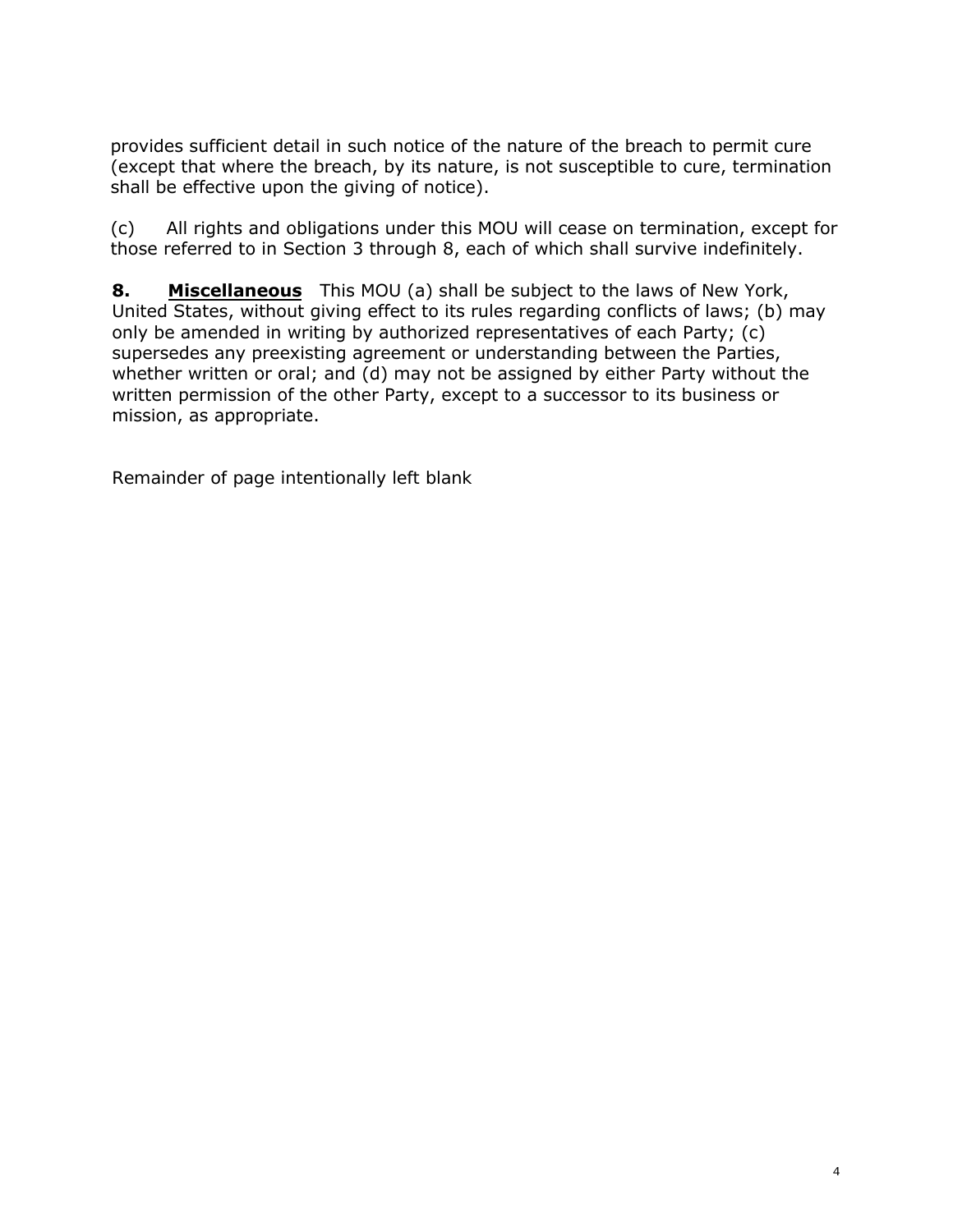provides sufficient detail in such notice of the nature of the breach to permit cure (except that where the breach, by its nature, is not susceptible to cure, termination shall be effective upon the giving of notice).

(c) All rights and obligations under this MOU will cease on termination, except for those referred to in Section 3 through 8, each of which shall survive indefinitely.

**8. <u>Miscellaneous</u>** This MOU (a) shall be subject to the laws of New York, United States, without giving effect to its rules regarding conflicts of laws; (b) may only be amended in writing by authorized representatives of each Party; (c) supersedes any preexisting agreement or understanding between the Parties, whether written or oral; and (d) may not be assigned by either Party without the written permission of the other Party, except to a successor to its business or mission, as appropriate.

Remainder of page intentionally left blank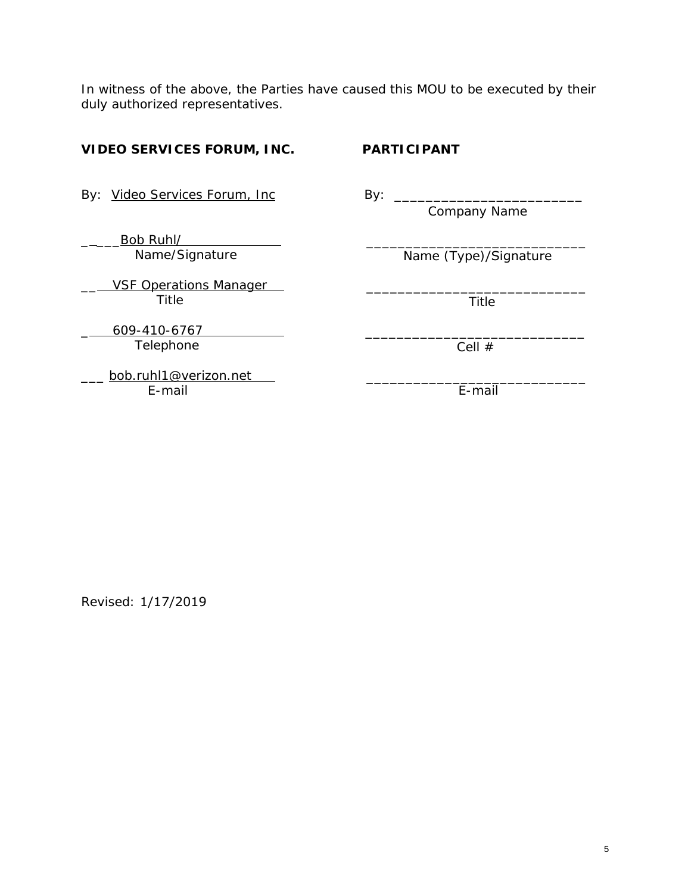In witness of the above, the Parties have caused this MOU to be executed by their duly authorized representatives.

| **VIDEO SERVICES FORUM, INC.** | **PARTICIPANT** |
| --- | --- |
| By: Video Services Forum, Inc | By: ________________________ Company Name |
| Bob Ruhl/ Name/Signature | ____________________________ Name (Type)/Signature |
| VSF Operations Manager Title | ____________________________ Title |
| 609-410-6767 Telephone | ____________________________ Cell # |
| bob.ruhl1@verizon.net E-mail | ____________________________ E-mail |

Revised: 1/17/2019